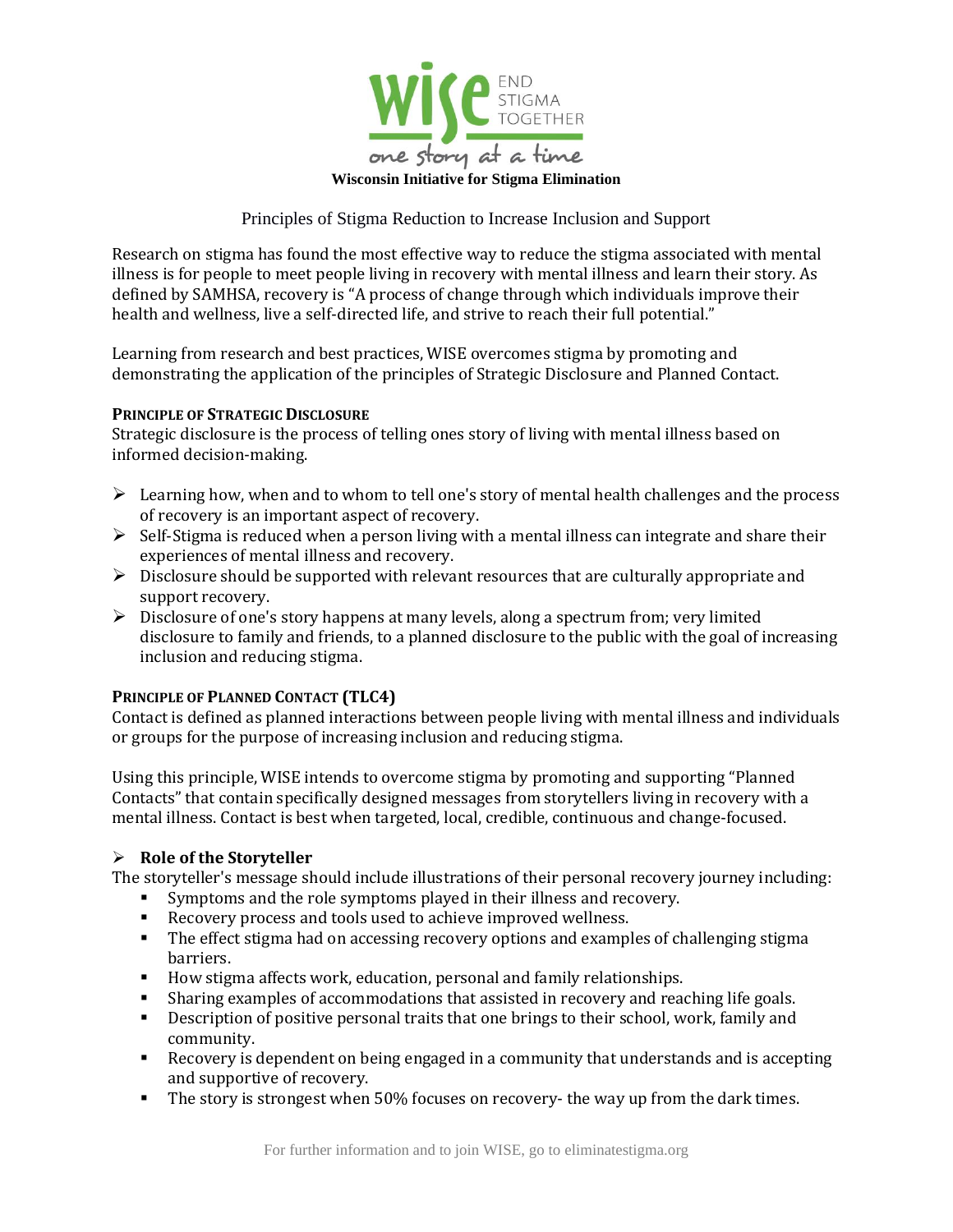**WISE** END STIGMA TOGETHER

*one story at a time*

**Wisconsin Initiative for Stigma Elimination**

Principles of Stigma Reduction to Increase Inclusion and Support

Research on stigma has found the most effective way to reduce the stigma associated with mental illness is for people to meet people living in recovery with mental illness and learn their story. As defined by SAMHSA, recovery is "A process of change through which individuals improve their health and wellness, live a self-directed life, and strive to reach their full potential."

Learning from research and best practices, WISE overcomes stigma by promoting and demonstrating the application of the principles of Strategic Disclosure and Planned Contact.

### PRINCIPLE OF STRATEGIC DISCLOSURE

Strategic disclosure is the process of telling ones story of living with mental illness based on informed decision-making.

- Learning how, when and to whom to tell one's story of mental health challenges and the process of recovery is an important aspect of recovery.
- Self-Stigma is reduced when a person living with a mental illness can integrate and share their experiences of mental illness and recovery.
- Disclosure should be supported with relevant resources that are culturally appropriate and support recovery.
- Disclosure of one's story happens at many levels, along a spectrum from; very limited disclosure to family and friends, to a planned disclosure to the public with the goal of increasing inclusion and reducing stigma.

### PRINCIPLE OF PLANNED CONTACT (TLC4)

Contact is defined as planned interactions between people living with mental illness and individuals or groups for the purpose of increasing inclusion and reducing stigma.

Using this principle, WISE intends to overcome stigma by promoting and supporting "Planned Contacts" that contain specifically designed messages from storytellers living in recovery with a mental illness. Contact is best when targeted, local, credible, continuous and change-focused.

- **Role of the Storyteller**

The storyteller's message should include illustrations of their personal recovery journey including:

- Symptoms and the role symptoms played in their illness and recovery.
- Recovery process and tools used to achieve improved wellness.
- The effect stigma had on accessing recovery options and examples of challenging stigma barriers.
- How stigma affects work, education, personal and family relationships.
- Sharing examples of accommodations that assisted in recovery and reaching life goals.
- Description of positive personal traits that one brings to their school, work, family and community.
- Recovery is dependent on being engaged in a community that understands and is accepting and supportive of recovery.
- The story is strongest when 50% focuses on recovery- the way up from the dark times.

For further information and to join WISE, go to eliminatestigma.org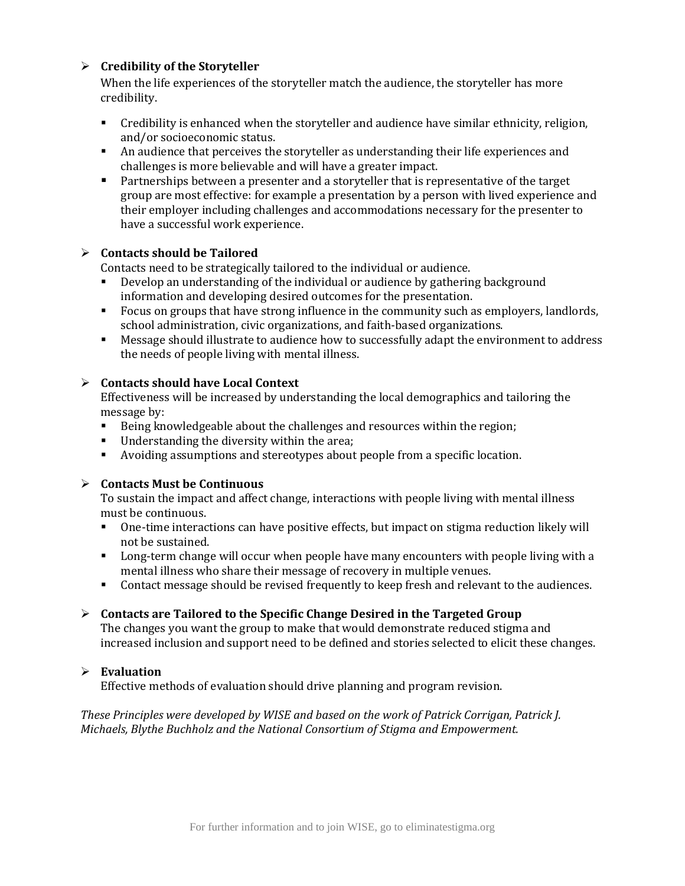- **Credibility of the Storyteller**

  When the life experiences of the storyteller match the audience, the storyteller has more credibility.

  - Credibility is enhanced when the storyteller and audience have similar ethnicity, religion, and/or socioeconomic status.
  - An audience that perceives the storyteller as understanding their life experiences and challenges is more believable and will have a greater impact.
  - Partnerships between a presenter and a storyteller that is representative of the target group are most effective: for example a presentation by a person with lived experience and their employer including challenges and accommodations necessary for the presenter to have a successful work experience.

- **Contacts should be Tailored**

  Contacts need to be strategically tailored to the individual or audience.

  - Develop an understanding of the individual or audience by gathering background information and developing desired outcomes for the presentation.
  - Focus on groups that have strong influence in the community such as employers, landlords, school administration, civic organizations, and faith-based organizations.
  - Message should illustrate to audience how to successfully adapt the environment to address the needs of people living with mental illness.

- **Contacts should have Local Context**

  Effectiveness will be increased by understanding the local demographics and tailoring the message by:

  - Being knowledgeable about the challenges and resources within the region;
  - Understanding the diversity within the area;
  - Avoiding assumptions and stereotypes about people from a specific location.

- **Contacts Must be Continuous**

  To sustain the impact and affect change, interactions with people living with mental illness must be continuous.

  - One-time interactions can have positive effects, but impact on stigma reduction likely will not be sustained.
  - Long-term change will occur when people have many encounters with people living with a mental illness who share their message of recovery in multiple venues.
  - Contact message should be revised frequently to keep fresh and relevant to the audiences.

- **Contacts are Tailored to the Specific Change Desired in the Targeted Group**

  The changes you want the group to make that would demonstrate reduced stigma and increased inclusion and support need to be defined and stories selected to elicit these changes.

- **Evaluation**

  Effective methods of evaluation should drive planning and program revision.

*These Principles were developed by WISE and based on the work of Patrick Corrigan, Patrick J. Michaels, Blythe Buchholz and the National Consortium of Stigma and Empowerment.*

For further information and to join WISE, go to eliminatestigma.org